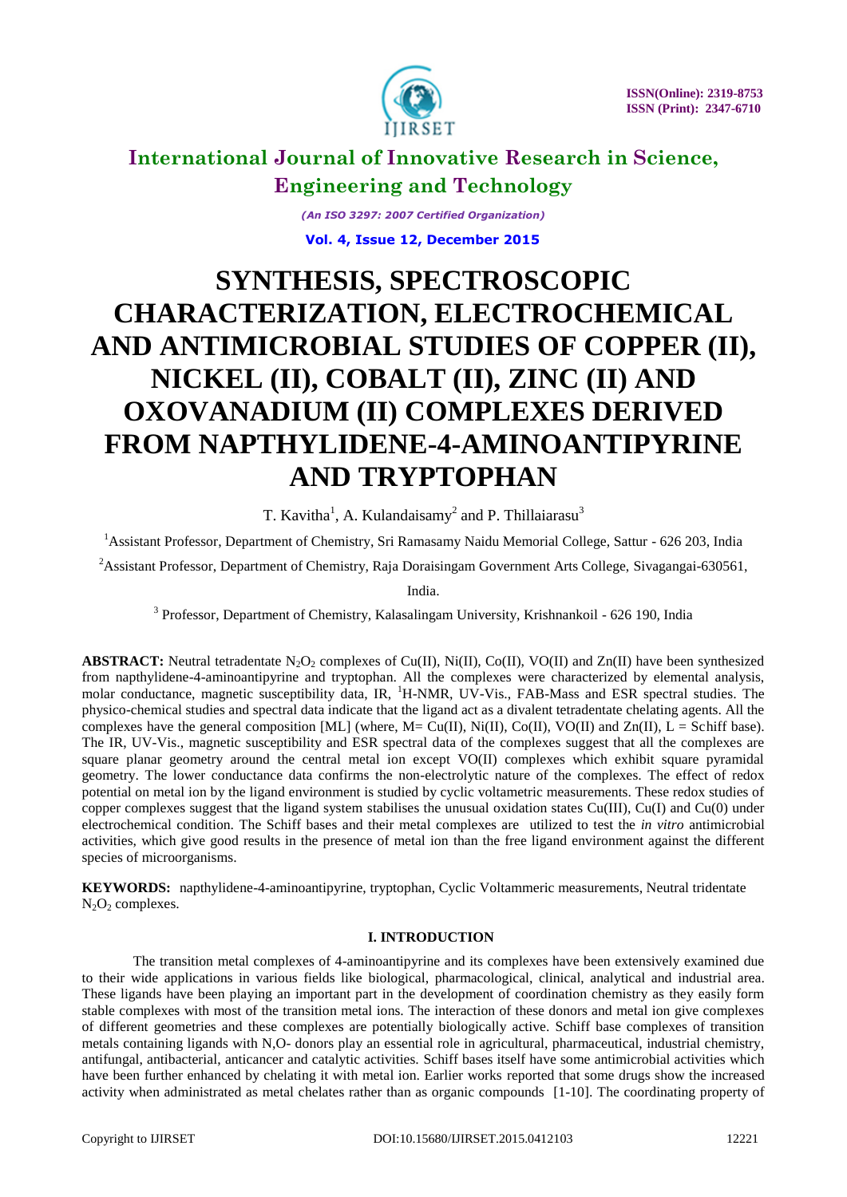# SYNTHESIS, SPECTROSCOPIC CHARACTERIZATION, ELECTROCHEMICAL AND ANTIMICROBIAL STUDIES OF COPPER (II), NICKEL (II), COBALT (II), ZINC (II) AND OXOVANADIUM (II) COMPLEXES DERIVED FROM NAPTHYLIDENE-4-AMINOANTIPYRINE AND TRYPTOPHAN

T. Kavitha[1], A. Kulandaisamy[2] and P. Thillaiarasu[3]

[1]Assistant Professor, Department of Chemistry, Sri Ramasamy Naidu Memorial College, Sattur - 626 203, India

[2]Assistant Professor, Department of Chemistry, Raja Doraisingam Government Arts College, Sivagangai-630561, India.

[3] Professor, Department of Chemistry, Kalasalingam University, Krishnankoil - 626 190, India

**ABSTRACT:** Neutral tetradentate $N_2O_2$ complexes of Cu(II), Ni(II), Co(II), VO(II) and Zn(II) have been synthesized from napthylidene-4-aminoantipyrine and tryptophan. All the complexes were characterized by elemental analysis, molar conductance, magnetic susceptibility data, IR, $^1$H-NMR, UV-Vis., FAB-Mass and ESR spectral studies. The physico-chemical studies and spectral data indicate that the ligand act as a divalent tetradentate chelating agents. All the complexes have the general composition [ML] (where, M= Cu(II), Ni(II), Co(II), VO(II) and Zn(II), L = Schiff base). The IR, UV-Vis., magnetic susceptibility and ESR spectral data of the complexes suggest that all the complexes are square planar geometry around the central metal ion except VO(II) complexes which exhibit square pyramidal geometry. The lower conductance data confirms the non-electrolytic nature of the complexes. The effect of redox potential on metal ion by the ligand environment is studied by cyclic voltametric measurements. These redox studies of copper complexes suggest that the ligand system stabilises the unusual oxidation states Cu(III), Cu(I) and Cu(0) under electrochemical condition. The Schiff bases and their metal complexes are utilized to test the *in vitro* antimicrobial activities, which give good results in the presence of metal ion than the free ligand environment against the different species of microorganisms.

**KEYWORDS:** napthylidene-4-aminoantipyrine, tryptophan, Cyclic Voltammeric measurements, Neutral tridentate $N_2O_2$ complexes.

## I. INTRODUCTION

The transition metal complexes of 4-aminoantipyrine and its complexes have been extensively examined due to their wide applications in various fields like biological, pharmacological, clinical, analytical and industrial area. These ligands have been playing an important part in the development of coordination chemistry as they easily form stable complexes with most of the transition metal ions. The interaction of these donors and metal ion give complexes of different geometries and these complexes are potentially biologically active. Schiff base complexes of transition metals containing ligands with N,O- donors play an essential role in agricultural, pharmaceutical, industrial chemistry, antifungal, antibacterial, anticancer and catalytic activities. Schiff bases itself have some antimicrobial activities which have been further enhanced by chelating it with metal ion. Earlier works reported that some drugs show the increased activity when administrated as metal chelates rather than as organic compounds [1-10]. The coordinating property of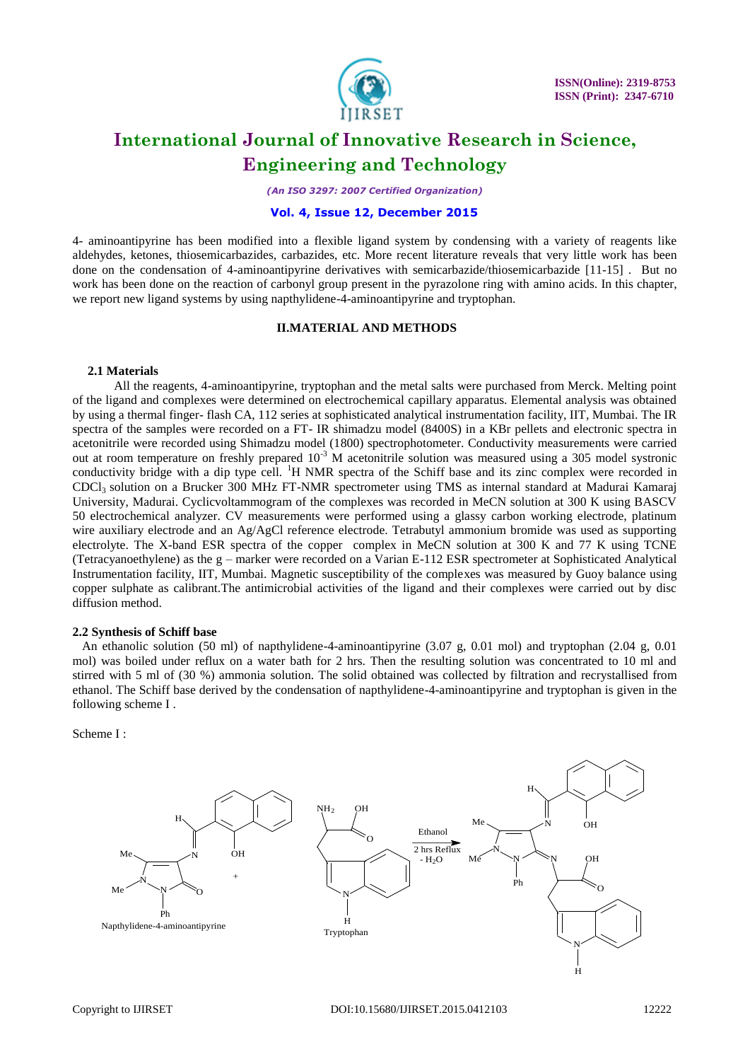4- aminoantipyrine has been modified into a flexible ligand system by condensing with a variety of reagents like aldehydes, ketones, thiosemicarbazides, carbazides, etc. More recent literature reveals that very little work has been done on the condensation of 4-aminoantipyrine derivatives with semicarbazide/thiosemicarbazide [11-15] . But no work has been done on the reaction of carbonyl group present in the pyrazolone ring with amino acids. In this chapter, we report new ligand systems by using napthylidene-4-aminoantipyrine and tryptophan.

## II.MATERIAL AND METHODS

### 2.1 Materials

All the reagents, 4-aminoantipyrine, tryptophan and the metal salts were purchased from Merck. Melting point of the ligand and complexes were determined on electrochemical capillary apparatus. Elemental analysis was obtained by using a thermal finger- flash CA, 112 series at sophisticated analytical instrumentation facility, IIT, Mumbai. The IR spectra of the samples were recorded on a FT- IR shimadzu model (8400S) in a KBr pellets and electronic spectra in acetonitrile were recorded using Shimadzu model (1800) spectrophotometer. Conductivity measurements were carried out at room temperature on freshly prepared $10^{-3}$ M acetonitrile solution was measured using a 305 model systronic conductivity bridge with a dip type cell. $^1$H NMR spectra of the Schiff base and its zinc complex were recorded in $CDCl_3$ solution on a Brucker 300 MHz FT-NMR spectrometer using TMS as internal standard at Madurai Kamaraj University, Madurai. Cyclicvoltammogram of the complexes was recorded in MeCN solution at 300 K using BASCV 50 electrochemical analyzer. CV measurements were performed using a glassy carbon working electrode, platinum wire auxiliary electrode and an Ag/AgCl reference electrode. Tetrabutyl ammonium bromide was used as supporting electrolyte. The X-band ESR spectra of the copper complex in MeCN solution at 300 K and 77 K using TCNE (Tetracyanoethylene) as the g – marker were recorded on a Varian E-112 ESR spectrometer at Sophisticated Analytical Instrumentation facility, IIT, Mumbai. Magnetic susceptibility of the complexes was measured by Guoy balance using copper sulphate as calibrant.The antimicrobial activities of the ligand and their complexes were carried out by disc diffusion method.

### 2.2 Synthesis of Schiff base

An ethanolic solution (50 ml) of napthylidene-4-aminoantipyrine (3.07 g, 0.01 mol) and tryptophan (2.04 g, 0.01 mol) was boiled under reflux on a water bath for 2 hrs. Then the resulting solution was concentrated to 10 ml and stirred with 5 ml of (30 %) ammonia solution. The solid obtained was collected by filtration and recrystallised from ethanol. The Schiff base derived by the condensation of napthylidene-4-aminoantipyrine and tryptophan is given in the following scheme I .

Scheme I :

Napthylidene-4-aminoantipyrine + Tryptophan → (Ethanol, 2 hrs Reflux, - $H_2O$)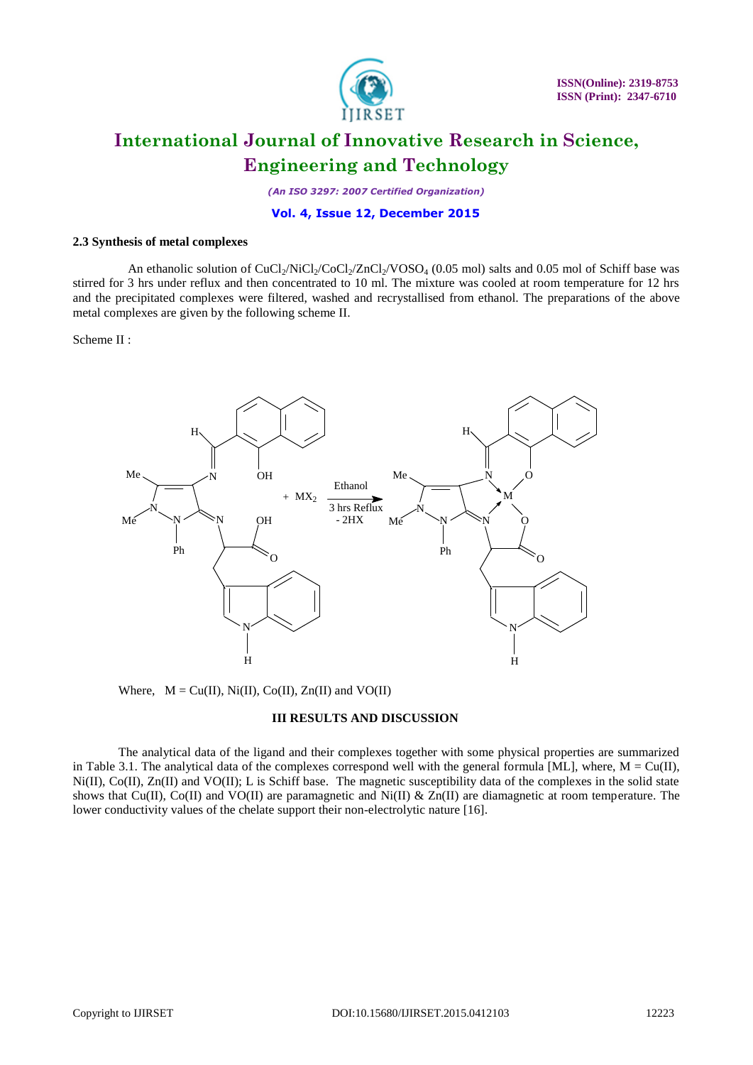### 2.3 Synthesis of metal complexes

An ethanolic solution of $CuCl_2$/$NiCl_2$/$CoCl_2$/$ZnCl_2$/$VOSO_4$ (0.05 mol) salts and 0.05 mol of Schiff base was stirred for 3 hrs under reflux and then concentrated to 10 ml. The mixture was cooled at room temperature for 12 hrs and the precipitated complexes were filtered, washed and recrystallised from ethanol. The preparations of the above metal complexes are given by the following scheme II.

Scheme II :

Where, M = Cu(II), Ni(II), Co(II), Zn(II) and VO(II)

## III RESULTS AND DISCUSSION

The analytical data of the ligand and their complexes together with some physical properties are summarized in Table 3.1. The analytical data of the complexes correspond well with the general formula [ML], where, M = Cu(II), Ni(II), Co(II), Zn(II) and VO(II); L is Schiff base. The magnetic susceptibility data of the complexes in the solid state shows that Cu(II), Co(II) and VO(II) are paramagnetic and Ni(II) & Zn(II) are diamagnetic at room temperature. The lower conductivity values of the chelate support their non-electrolytic nature [16].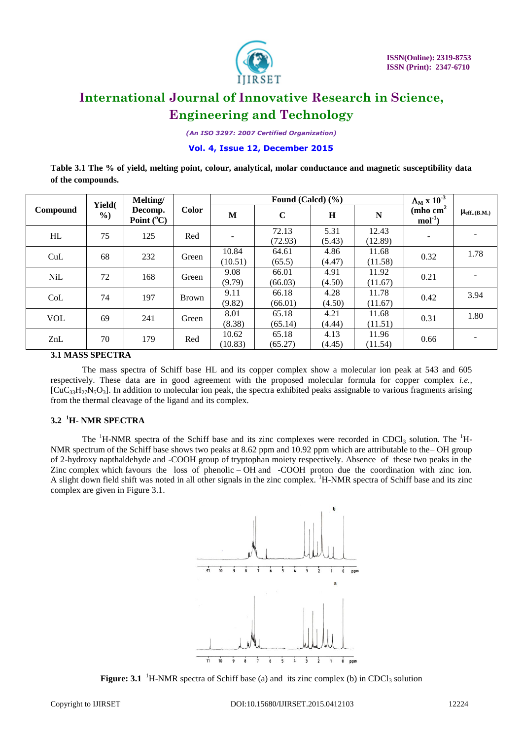**Table 3.1 The % of yield, melting point, colour, analytical, molar conductance and magnetic susceptibility data of the compounds.**

| Compound | Yield(%) | Melting/ Decomp. Point ($^oC$) | Color | Found (Calcd) (%) | | | | $\Lambda_M$ x $10^{-3}$ (mho cm$^2$ mol$^{-1}$) | $\mu_{eff.}$(B.M.) |
|---|---|---|---|---|---|---|---|---|---|
| | | | | M | C | H | N | | |
| HL | 75 | 125 | Red | - | 72.13 (72.93) | 5.31 (5.43) | 12.43 (12.89) | - | - |
| CuL | 68 | 232 | Green | 10.84 (10.51) | 64.61 (65.5) | 4.86 (4.47) | 11.68 (11.58) | 0.32 | 1.78 |
| NiL | 72 | 168 | Green | 9.08 (9.79) | 66.01 (66.03) | 4.91 (4.50) | 11.92 (11.67) | 0.21 | - |
| CoL | 74 | 197 | Brown | 9.11 (9.82) | 66.18 (66.01) | 4.28 (4.50) | 11.78 (11.67) | 0.42 | 3.94 |
| VOL | 69 | 241 | Green | 8.01 (8.38) | 65.18 (65.14) | 4.21 (4.44) | 11.68 (11.51) | 0.31 | 1.80 |
| ZnL | 70 | 179 | Red | 10.62 (10.83) | 65.18 (65.27) | 4.13 (4.45) | 11.96 (11.54) | 0.66 | - |

### 3.1 MASS SPECTRA

The mass spectra of Schiff base HL and its copper complex show a molecular ion peak at 543 and 605 respectively. These data are in good agreement with the proposed molecular formula for copper complex *i.e.,* [$CuC_{33}H_{27}N_5O_3$]. In addition to molecular ion peak, the spectra exhibited peaks assignable to various fragments arising from the thermal cleavage of the ligand and its complex.

### 3.2 $^1$H- NMR SPECTRA

The $^1$H-NMR spectra of the Schiff base and its zinc complexes were recorded in $CDCl_3$ solution. The $^1$H-NMR spectrum of the Schiff base shows two peaks at 8.62 ppm and 10.92 ppm which are attributable to the– OH group of 2-hydroxy napthaldehyde and -COOH group of tryptophan moiety respectively. Absence of these two peaks in the Zinc complex which favours the loss of phenolic – OH and -COOH proton due the coordination with zinc ion. A slight down field shift was noted in all other signals in the zinc complex. $^1$H-NMR spectra of Schiff base and its zinc complex are given in Figure 3.1.

**Figure: 3.1** $^1$H-NMR spectra of Schiff base (a) and its zinc complex (b) in $CDCl_3$ solution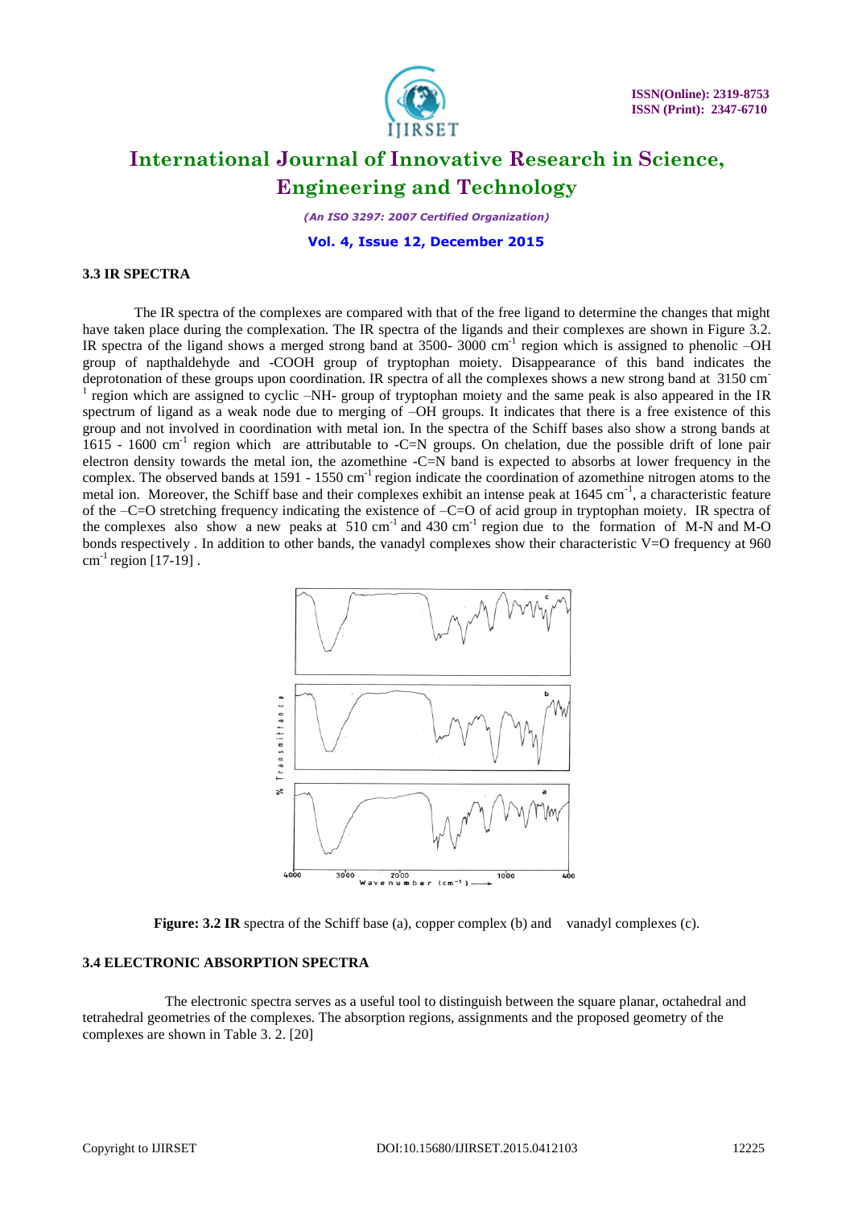### 3.3 IR SPECTRA

The IR spectra of the complexes are compared with that of the free ligand to determine the changes that might have taken place during the complexation. The IR spectra of the ligands and their complexes are shown in Figure 3.2. IR spectra of the ligand shows a merged strong band at 3500- 3000 $cm^{-1}$ region which is assigned to phenolic –OH group of napthaldehyde and -COOH group of tryptophan moiety. Disappearance of this band indicates the deprotonation of these groups upon coordination. IR spectra of all the complexes shows a new strong band at 3150 $cm^{-1}$ region which are assigned to cyclic –NH- group of tryptophan moiety and the same peak is also appeared in the IR spectrum of ligand as a weak node due to merging of –OH groups. It indicates that there is a free existence of this group and not involved in coordination with metal ion. In the spectra of the Schiff bases also show a strong bands at 1615 - 1600 $cm^{-1}$ region which are attributable to -C=N groups. On chelation, due the possible drift of lone pair electron density towards the metal ion, the azomethine -C=N band is expected to absorbs at lower frequency in the complex. The observed bands at 1591 - 1550 $cm^{-1}$ region indicate the coordination of azomethine nitrogen atoms to the metal ion. Moreover, the Schiff base and their complexes exhibit an intense peak at 1645 $cm^{-1}$, a characteristic feature of the –C=O stretching frequency indicating the existence of –C=O of acid group in tryptophan moiety. IR spectra of the complexes also show a new peaks at 510 $cm^{-1}$ and 430 $cm^{-1}$ region due to the formation of M-N and M-O bonds respectively . In addition to other bands, the vanadyl complexes show their characteristic V=O frequency at 960 $cm^{-1}$ region [17-19] .

**Figure: 3.2 IR** spectra of the Schiff base (a), copper complex (b) and vanadyl complexes (c).

### 3.4 ELECTRONIC ABSORPTION SPECTRA

The electronic spectra serves as a useful tool to distinguish between the square planar, octahedral and tetrahedral geometries of the complexes. The absorption regions, assignments and the proposed geometry of the complexes are shown in Table 3. 2. [20]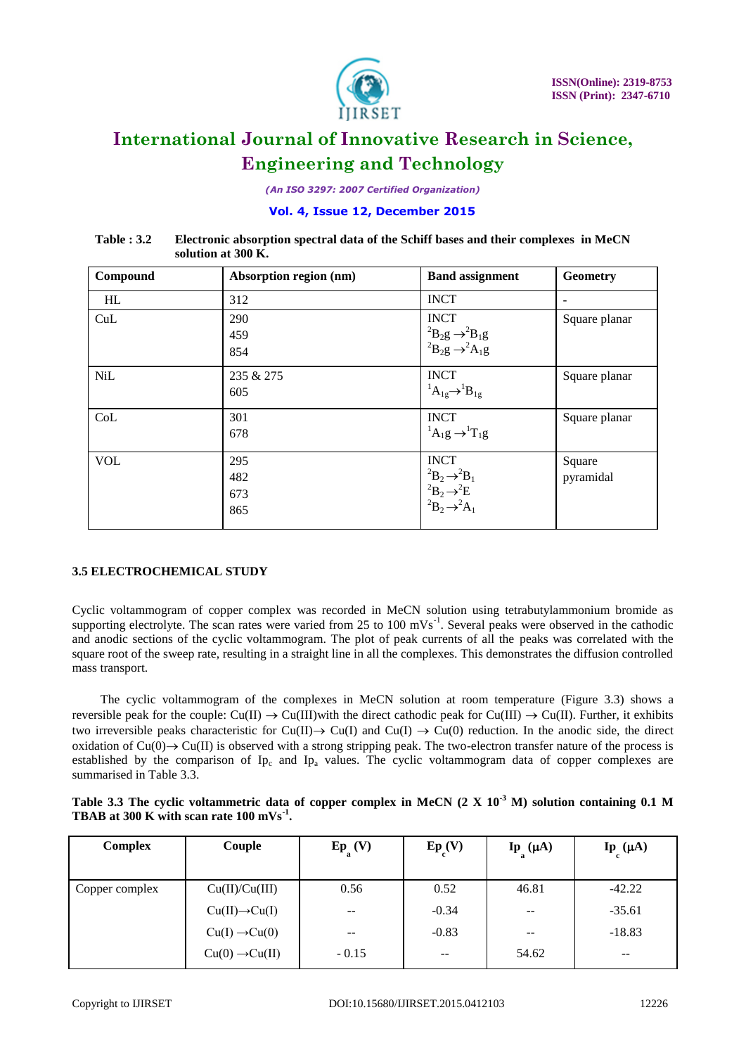**Table : 3.2 Electronic absorption spectral data of the Schiff bases and their complexes in MeCN solution at 300 K.**

| Compound | Absorption region (nm) | Band assignment | Geometry |
|---|---|---|---|
| HL | 312 | INCT | - |
| CuL | 290<br>459<br>854 | INCT<br>$^2B_2g \rightarrow ^2B_1g$<br>$^2B_2g \rightarrow ^2A_1g$ | Square planar |
| NiL | 235 & 275<br>605 | INCT<br>$^1A_{1g} \rightarrow ^1B_{1g}$ | Square planar |
| CoL | 301<br>678 | INCT<br>$^1A_1g \rightarrow ^1T_1g$ | Square planar |
| VOL | 295<br>482<br>673<br>865 | INCT<br>$^2B_2 \rightarrow ^2B_1$<br>$^2B_2 \rightarrow ^2E$<br>$^2B_2 \rightarrow ^2A_1$ | Square pyramidal |

### 3.5 ELECTROCHEMICAL STUDY

Cyclic voltammogram of copper complex was recorded in MeCN solution using tetrabutylammonium bromide as supporting electrolyte. The scan rates were varied from 25 to 100 mVs$^{-1}$. Several peaks were observed in the cathodic and anodic sections of the cyclic voltammogram. The plot of peak currents of all the peaks was correlated with the square root of the sweep rate, resulting in a straight line in all the complexes. This demonstrates the diffusion controlled mass transport.

The cyclic voltammogram of the complexes in MeCN solution at room temperature (Figure 3.3) shows a reversible peak for the couple: Cu(II) → Cu(III)with the direct cathodic peak for Cu(III) → Cu(II). Further, it exhibits two irreversible peaks characteristic for Cu(II)→ Cu(I) and Cu(I) → Cu(0) reduction. In the anodic side, the direct oxidation of Cu(0)→ Cu(II) is observed with a strong stripping peak. The two-electron transfer nature of the process is established by the comparison of $Ip_c$ and $Ip_a$ values. The cyclic voltammogram data of copper complexes are summarised in Table 3.3.

**Table 3.3 The cyclic voltammetric data of copper complex in MeCN (2 X 10$^{-3}$ M) solution containing 0.1 M TBAB at 300 K with scan rate 100 mVs$^{-1}$.**

| Complex | Couple | $Ep_a$ (V) | $Ep_c$ (V) | $Ip_a$ (μA) | $Ip_c$ (μA) |
|---|---|---|---|---|---|
| Copper complex | Cu(II)/Cu(III) | 0.56 | 0.52 | 46.81 | -42.22 |
| | Cu(II)→Cu(I) | -- | -0.34 | -- | -35.61 |
| | Cu(I) →Cu(0) | -- | -0.83 | -- | -18.83 |
| | Cu(0) →Cu(II) | - 0.15 | -- | 54.62 | -- |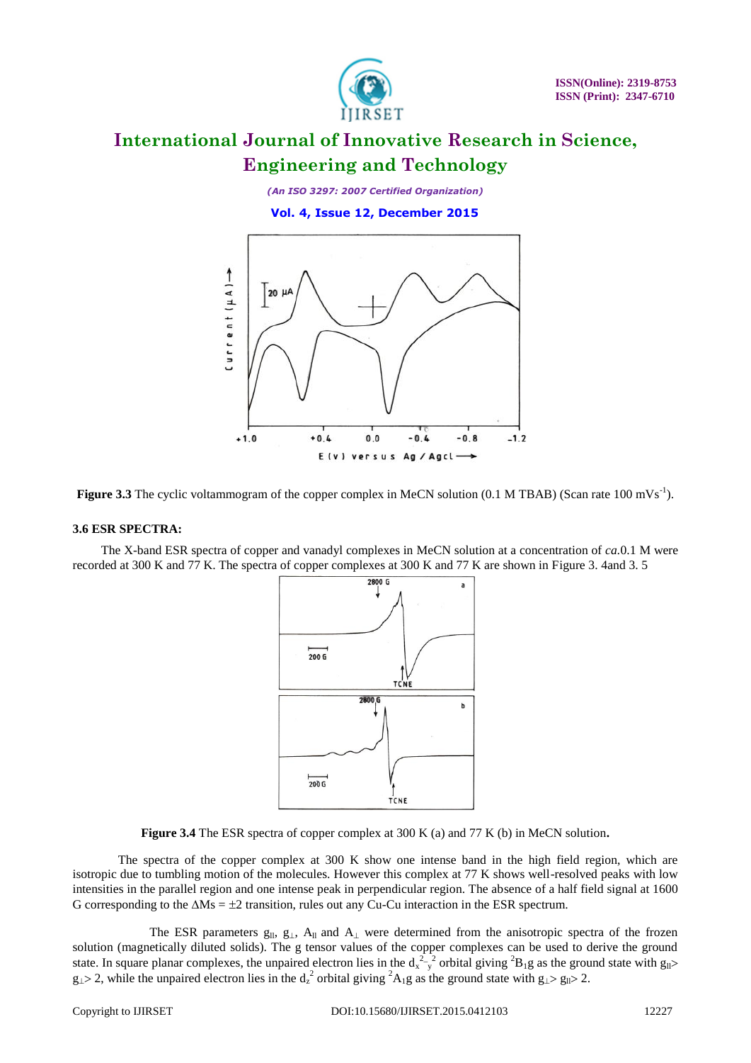**Figure 3.3** The cyclic voltammogram of the copper complex in MeCN solution (0.1 M TBAB) (Scan rate 100 $mVs^{-1}$).

### 3.6 ESR SPECTRA:

The X-band ESR spectra of copper and vanadyl complexes in MeCN solution at a concentration of *ca.*0.1 M were recorded at 300 K and 77 K. The spectra of copper complexes at 300 K and 77 K are shown in Figure 3. 4and 3. 5

**Figure 3.4** The ESR spectra of copper complex at 300 K (a) and 77 K (b) in MeCN solution**.**

The spectra of the copper complex at 300 K show one intense band in the high field region, which are isotropic due to tumbling motion of the molecules. However this complex at 77 K shows well-resolved peaks with low intensities in the parallel region and one intense peak in perpendicular region. The absence of a half field signal at 1600 G corresponding to the $\Delta Ms = \pm 2$ transition, rules out any Cu-Cu interaction in the ESR spectrum.

The ESR parameters $g_{ll}$, $g_{\perp}$, $A_{ll}$ and $A_{\perp}$ were determined from the anisotropic spectra of the frozen solution (magnetically diluted solids). The g tensor values of the copper complexes can be used to derive the ground state. In square planar complexes, the unpaired electron lies in the $d_{x^2-y^2}$ orbital giving $^2B_1g$ as the ground state with $g_{ll} > g_{\perp} > 2$, while the unpaired electron lies in the $d_{z^2}$ orbital giving $^2A_1g$ as the ground state with $g_{\perp} > g_{ll} > 2$.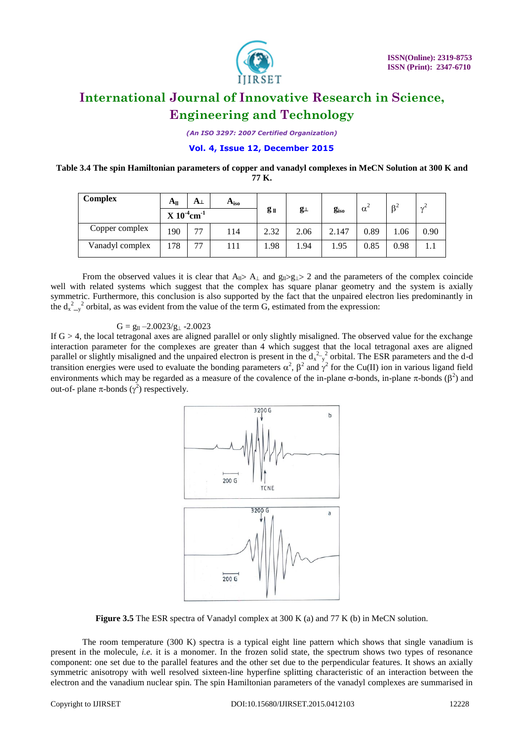**Table 3.4 The spin Hamiltonian parameters of copper and vanadyl complexes in MeCN Solution at 300 K and 77 K.**

| Complex | $A_{\parallel}$ | $A_{\perp}$ | $A_{iso}$ | $g_{\parallel}$ | $g_{\perp}$ | $g_{iso}$ | $\alpha^2$ | $\beta^2$ | $\gamma^2$ |
|---|---|---|---|---|---|---|---|---|---|
| | X $10^{-4}cm^{-1}$ | | | | | | | | |
| Copper complex | 190 | 77 | 114 | 2.32 | 2.06 | 2.147 | 0.89 | 1.06 | 0.90 |
| Vanadyl complex | 178 | 77 | 111 | 1.98 | 1.94 | 1.95 | 0.85 | 0.98 | 1.1 |

From the observed values it is clear that $A_{\parallel} > A_{\perp}$ and $g_{\parallel} > g_{\perp} > 2$ and the parameters of the complex coincide well with related systems which suggest that the complex has square planar geometry and the system is axially symmetric. Furthermore, this conclusion is also supported by the fact that the unpaired electron lies predominantly in the $d_{x^2-y^2}$ orbital, as was evident from the value of the term G, estimated from the expression:

$$G = g_{\parallel} - 2.0023/g_{\perp} - 2.0023$$

If G > 4, the local tetragonal axes are aligned parallel or only slightly misaligned. The observed value for the exchange interaction parameter for the complexes are greater than 4 which suggest that the local tetragonal axes are aligned parallel or slightly misaligned and the unpaired electron is present in the $d_{x^2-y^2}$ orbital. The ESR parameters and the d-d transition energies were used to evaluate the bonding parameters $\alpha^2$, $\beta^2$ and $\gamma^2$ for the Cu(II) ion in various ligand field environments which may be regarded as a measure of the covalence of the in-plane $\sigma$-bonds, in-plane $\pi$-bonds ($\beta^2$) and out-of- plane $\pi$-bonds ($\gamma^2$) respectively.

**Figure 3.5** The ESR spectra of Vanadyl complex at 300 K (a) and 77 K (b) in MeCN solution.

The room temperature (300 K) spectra is a typical eight line pattern which shows that single vanadium is present in the molecule, *i.e.* it is a monomer. In the frozen solid state, the spectrum shows two types of resonance component: one set due to the parallel features and the other set due to the perpendicular features. It shows an axially symmetric anisotropy with well resolved sixteen-line hyperfine splitting characteristic of an interaction between the electron and the vanadium nuclear spin. The spin Hamiltonian parameters of the vanadyl complexes are summarised in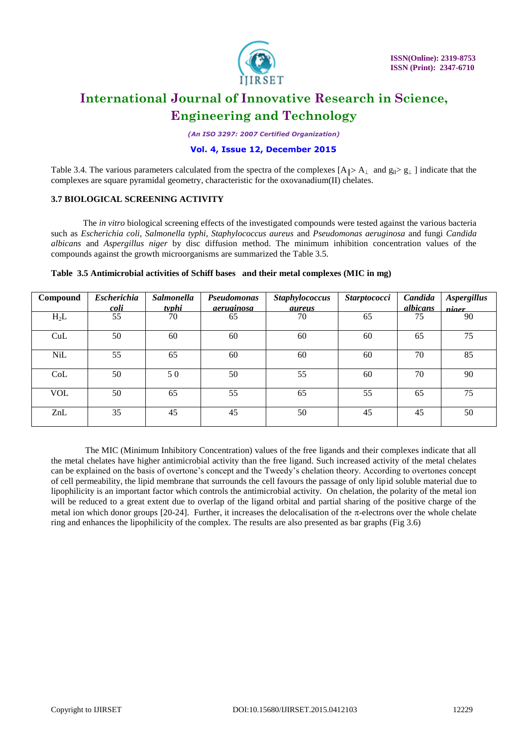Table 3.4. The various parameters calculated from the spectra of the complexes [$A_{\|} > A_{\perp}$ and $g_{\|} > g_{\perp}$ ] indicate that the complexes are square pyramidal geometry, characteristic for the oxovanadium(II) chelates.

### 3.7 BIOLOGICAL SCREENING ACTIVITY

The *in vitro* biological screening effects of the investigated compounds were tested against the various bacteria such as *Escherichia coli, Salmonella typhi, Staphylococcus aureus* and *Pseudomonas aeruginosa* and fungi *Candida albicans* and *Aspergillus niger* by disc diffusion method. The minimum inhibition concentration values of the compounds against the growth microorganisms are summarized the Table 3.5.

**Table 3.5 Antimicrobial activities of Schiff bases and their metal complexes (MIC in mg)**

| Compound | *Escherichia coli* | *Salmonella typhi* | *Pseudomonas aeruginosa* | *Staphylococcus aureus* | *Starptococci* | *Candida albicans* | *Aspergillus niger* |
|---|---|---|---|---|---|---|---|
| $H_2L$ | 55 | 70 | 65 | 70 | 65 | 75 | 90 |
| CuL | 50 | 60 | 60 | 60 | 60 | 65 | 75 |
| NiL | 55 | 65 | 60 | 60 | 60 | 70 | 85 |
| CoL | 50 | 5 0 | 50 | 55 | 60 | 70 | 90 |
| VOL | 50 | 65 | 55 | 65 | 55 | 65 | 75 |
| ZnL | 35 | 45 | 45 | 50 | 45 | 45 | 50 |

The MIC (Minimum Inhibitory Concentration) values of the free ligands and their complexes indicate that all the metal chelates have higher antimicrobial activity than the free ligand. Such increased activity of the metal chelates can be explained on the basis of overtone's concept and the Tweedy's chelation theory. According to overtones concept of cell permeability, the lipid membrane that surrounds the cell favours the passage of only lipid soluble material due to lipophilicity is an important factor which controls the antimicrobial activity. On chelation, the polarity of the metal ion will be reduced to a great extent due to overlap of the ligand orbital and partial sharing of the positive charge of the metal ion which donor groups [20-24]. Further, it increases the delocalisation of the $\pi$-electrons over the whole chelate ring and enhances the lipophilicity of the complex. The results are also presented as bar graphs (Fig 3.6)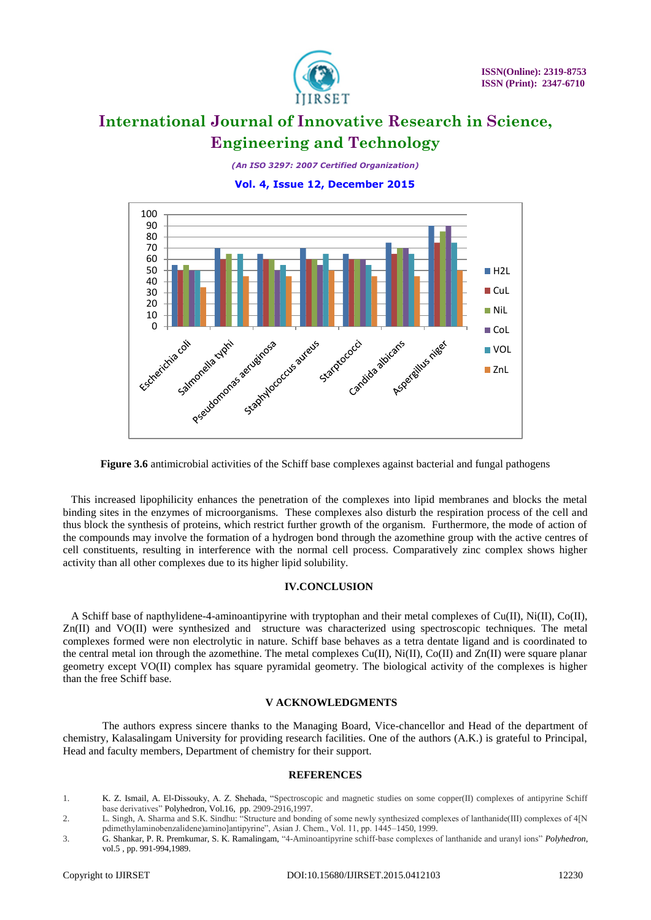**Figure 3.6** antimicrobial activities of the Schiff base complexes against bacterial and fungal pathogens

This increased lipophilicity enhances the penetration of the complexes into lipid membranes and blocks the metal binding sites in the enzymes of microorganisms. These complexes also disturb the respiration process of the cell and thus block the synthesis of proteins, which restrict further growth of the organism. Furthermore, the mode of action of the compounds may involve the formation of a hydrogen bond through the azomethine group with the active centres of cell constituents, resulting in interference with the normal cell process. Comparatively zinc complex shows higher activity than all other complexes due to its higher lipid solubility.

## IV.CONCLUSION

A Schiff base of napthylidene-4-aminoantipyrine with tryptophan and their metal complexes of Cu(II), Ni(II), Co(II), Zn(II) and VO(II) were synthesized and structure was characterized using spectroscopic techniques. The metal complexes formed were non electrolytic in nature. Schiff base behaves as a tetra dentate ligand and is coordinated to the central metal ion through the azomethine. The metal complexes Cu(II), Ni(II), Co(II) and Zn(II) were square planar geometry except VO(II) complex has square pyramidal geometry. The biological activity of the complexes is higher than the free Schiff base.

## V ACKNOWLEDGMENTS

The authors express sincere thanks to the Managing Board, Vice-chancellor and Head of the department of chemistry, Kalasalingam University for providing research facilities. One of the authors (A.K.) is grateful to Principal, Head and faculty members, Department of chemistry for their support.

## REFERENCES

1. K. Z. Ismail, A. El-Dissouky, A. Z. Shehada, "Spectroscopic and magnetic studies on some copper(II) complexes of antipyrine Schiff base derivatives" Polyhedron, Vol.16, pp. 2909-2916,1997.
2. L. Singh, A. Sharma and S.K. Sindhu: "Structure and bonding of some newly synthesized complexes of lanthanide(III) complexes of 4[N pdimethylaminobenzalidene)amino]antipyrine", Asian J. Chem., Vol. 11, pp. 1445–1450, 1999.
3. G. Shankar, P. R. Premkumar, S. K. Ramalingam, "4-Aminoantipyrine schiff-base complexes of lanthanide and uranyl ions" *Polyhedron*, vol.5 , pp. 991-994,1989.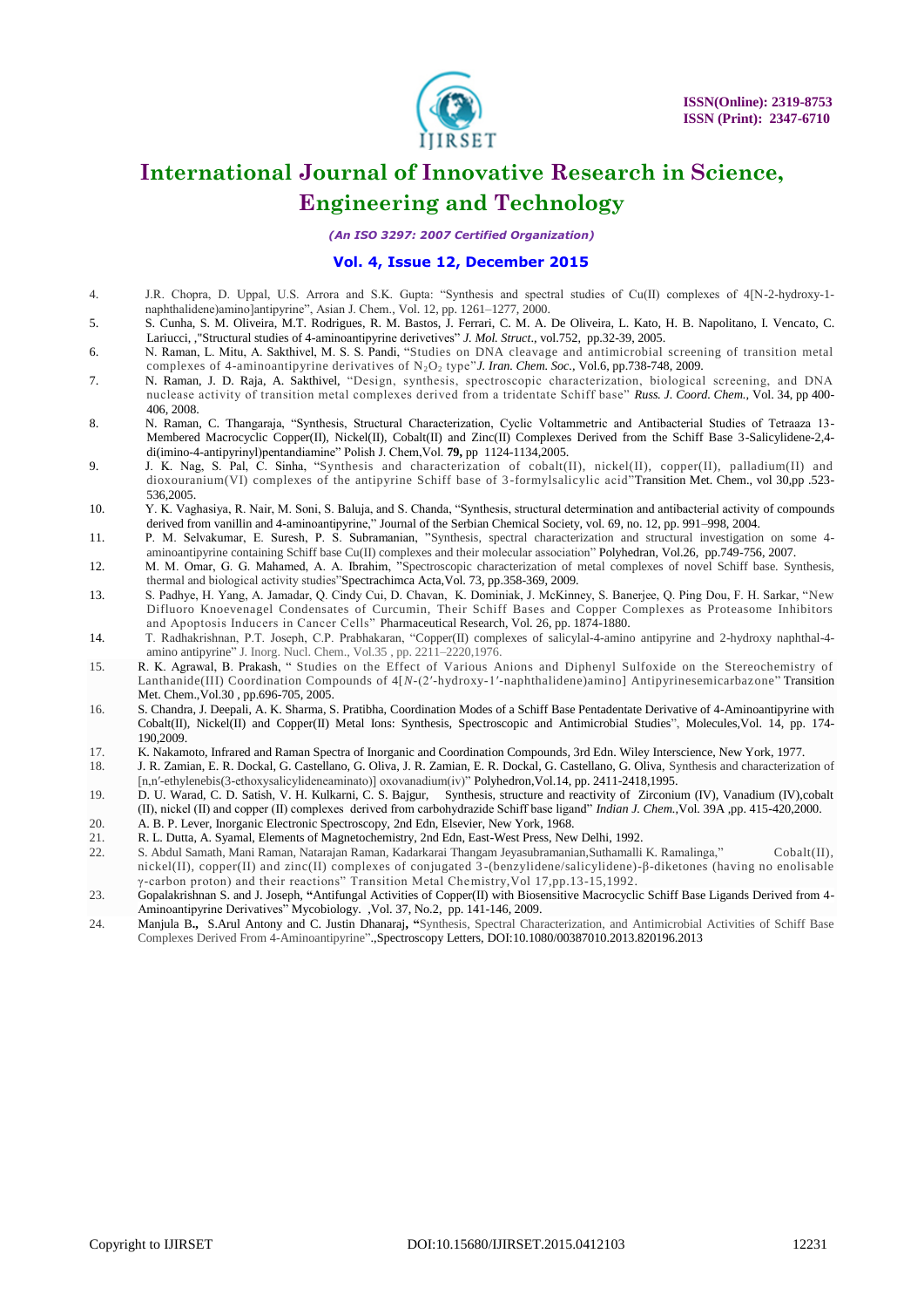4. J.R. Chopra, D. Uppal, U.S. Arrora and S.K. Gupta: "Synthesis and spectral studies of Cu(II) complexes of 4[N-2-hydroxy-1-naphthalidene)amino]antipyrine", Asian J. Chem., Vol. 12, pp. 1261–1277, 2000.
5. S. Cunha, S. M. Oliveira, M.T. Rodrigues, R. M. Bastos, J. Ferrari, C. M. A. De Oliveira, L. Kato, H. B. Napolitano, I. Vencato, C. Lariucci, ,"Structural studies of 4-aminoantipyrine derivetives" *J. Mol. Struct*., vol.752, pp.32-39, 2005.
6. N. Raman, L. Mitu, A. Sakthivel, M. S. S. Pandi, "Studies on DNA cleavage and antimicrobial screening of transition metal complexes of 4-aminoantipyrine derivatives of $N_2O_2$ type"*J. Iran. Chem. Soc.*, Vol.6, pp.738-748, 2009.
7. N. Raman, J. D. Raja, A. Sakthivel, "Design, synthesis, spectroscopic characterization, biological screening, and DNA nuclease activity of transition metal complexes derived from a tridentate Schiff base" *Russ. J. Coord. Chem.*, Vol. 34, pp 400-406, 2008.
8. N. Raman, C. Thangaraja, "Synthesis, Structural Characterization, Cyclic Voltammetric and Antibacterial Studies of Tetraaza 13-Membered Macrocyclic Copper(II), Nickel(II), Cobalt(II) and Zinc(II) Complexes Derived from the Schiff Base 3-Salicylidene-2,4-di(imino-4-antipyrinyl)pentandiamine" Polish J. Chem,Vol. **79,** pp 1124-1134,2005.
9. J. K. Nag, S. Pal, C. Sinha, "Synthesis and characterization of cobalt(II), nickel(II), copper(II), palladium(II) and dioxouranium(VI) complexes of the antipyrine Schiff base of 3-formylsalicylic acid"Transition Met. Chem., vol 30,pp .523-536,2005.
10. Y. K. Vaghasiya, R. Nair, M. Soni, S. Baluja, and S. Chanda, "Synthesis, structural determination and antibacterial activity of compounds derived from vanillin and 4-aminoantipyrine," Journal of the Serbian Chemical Society, vol. 69, no. 12, pp. 991–998, 2004.
11. P. M. Selvakumar, E. Suresh, P. S. Subramanian, "Synthesis, spectral characterization and structural investigation on some 4-aminoantipyrine containing Schiff base Cu(II) complexes and their molecular association" Polyhedran, Vol.26, pp.749-756, 2007.
12. M. M. Omar, G. G. Mahamed, A. A. Ibrahim, "Spectroscopic characterization of metal complexes of novel Schiff base. Synthesis, thermal and biological activity studies"Spectrachimca Acta,Vol. 73, pp.358-369, 2009.
13. S. Padhye, H. Yang, A. Jamadar, Q. Cindy Cui, D. Chavan, K. Dominiak, J. McKinney, S. Banerjee, Q. Ping Dou, F. H. Sarkar, "New Difluoro Knoevenagel Condensates of Curcumin, Their Schiff Bases and Copper Complexes as Proteasome Inhibitors and Apoptosis Inducers in Cancer Cells" Pharmaceutical Research, Vol. 26, pp. 1874-1880.
14. T. Radhakrishnan, P.T. Joseph, C.P. Prabhakaran, "Copper(II) complexes of salicylal-4-amino antipyrine and 2-hydroxy naphthal-4-amino antipyrine" J. Inorg. Nucl. Chem., Vol.35 , pp. 2211–2220,1976.
15. R. K. Agrawal, B. Prakash, " Studies on the Effect of Various Anions and Diphenyl Sulfoxide on the Stereochemistry of Lanthanide(III) Coordination Compounds of 4[*N*-(2′-hydroxy-1′-naphthalidene)amino] Antipyrinesemicarbazone" Transition Met. Chem.,Vol.30 , pp.696-705, 2005.
16. S. Chandra, J. Deepali, A. K. Sharma, S. Pratibha, Coordination Modes of a Schiff Base Pentadentate Derivative of 4-Aminoantipyrine with Cobalt(II), Nickel(II) and Copper(II) Metal Ions: Synthesis, Spectroscopic and Antimicrobial Studies", Molecules,Vol. 14, pp. 174-190,2009.
17. K. Nakamoto, Infrared and Raman Spectra of Inorganic and Coordination Compounds, 3rd Edn. Wiley Interscience, New York, 1977.
18. J. R. Zamian, E. R. Dockal, G. Castellano, G. Oliva, J. R. Zamian, E. R. Dockal, G. Castellano, G. Oliva, Synthesis and characterization of [n,n′-ethylenebis(3-ethoxysalicylideneaminato)] oxovanadium(iv)" Polyhedron,Vol.14, pp. 2411-2418,1995.
19. D. U. Warad, C. D. Satish, V. H. Kulkarni, C. S. Bajgur, Synthesis, structure and reactivity of Zirconium (IV), Vanadium (IV),cobalt (II), nickel (II) and copper (II) complexes derived from carbohydrazide Schiff base ligand" *Indian J. Chem.*,Vol. 39A ,pp. 415-420,2000.
20. A. B. P. Lever, Inorganic Electronic Spectroscopy, 2nd Edn, Elsevier, New York, 1968.
21. R. L. Dutta, A. Syamal, Elements of Magnetochemistry, 2nd Edn, East-West Press, New Delhi, 1992.
22. S. Abdul Samath, Mani Raman, Natarajan Raman, Kadarkarai Thangam Jeyasubramanian,Suthamalli K. Ramalinga," Cobalt(II), nickel(II), copper(II) and zinc(II) complexes of conjugated 3-(benzylidene/salicylidene)-β-diketones (having no enolisable γ-carbon proton) and their reactions" Transition Metal Chemistry,Vol 17,pp.13-15,1992.
23. Gopalakrishnan S. and J. Joseph, **"**Antifungal Activities of Copper(II) with Biosensitive Macrocyclic Schiff Base Ligands Derived from 4-Aminoantipyrine Derivatives" Mycobiology. ,Vol. 37, No.2, pp. 141-146, 2009.
24. Manjula B**.,** S.Arul Antony and C. Justin Dhanaraj**, "**Synthesis, Spectral Characterization, and Antimicrobial Activities of Schiff Base Complexes Derived From 4-Aminoantipyrine".,Spectroscopy Letters, DOI:10.1080/00387010.2013.820196.2013